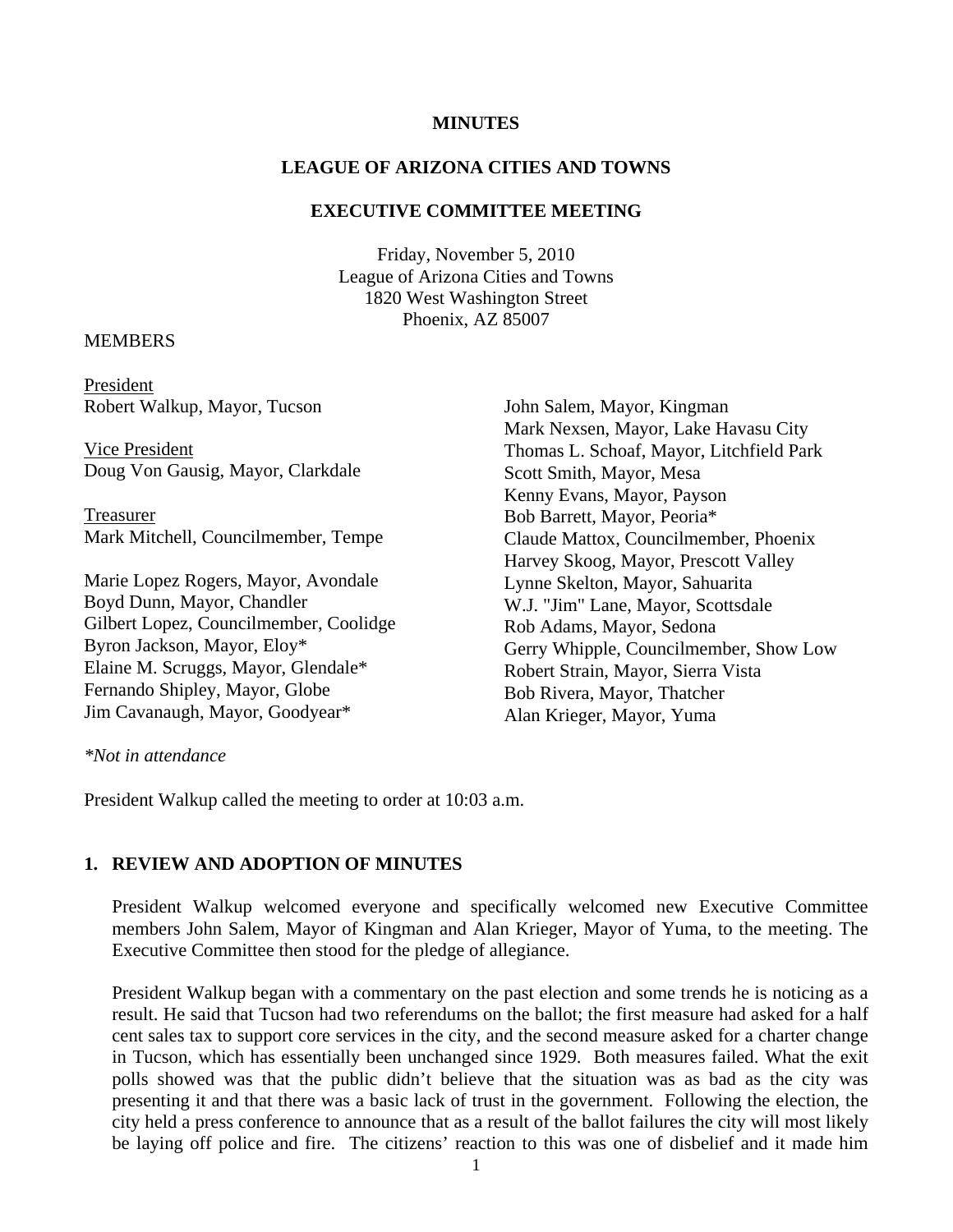**MINUTES**

**LEAGUE OF ARIZONA CITIES AND TOWNS**

**EXECUTIVE COMMITTEE MEETING**

Friday, November 5, 2010
League of Arizona Cities and Towns
1820 West Washington Street
Phoenix, AZ 85007

MEMBERS

President
Robert Walkup, Mayor, Tucson

Vice President
Doug Von Gausig, Mayor, Clarkdale

Treasurer
Mark Mitchell, Councilmember, Tempe

Marie Lopez Rogers, Mayor, Avondale
Boyd Dunn, Mayor, Chandler
Gilbert Lopez, Councilmember, Coolidge
Byron Jackson, Mayor, Eloy*
Elaine M. Scruggs, Mayor, Glendale*
Fernando Shipley, Mayor, Globe
Jim Cavanaugh, Mayor, Goodyear*
John Salem, Mayor, Kingman
Mark Nexsen, Mayor, Lake Havasu City
Thomas L. Schoaf, Mayor, Litchfield Park
Scott Smith, Mayor, Mesa
Kenny Evans, Mayor, Payson
Bob Barrett, Mayor, Peoria*
Claude Mattox, Councilmember, Phoenix
Harvey Skoog, Mayor, Prescott Valley
Lynne Skelton, Mayor, Sahuarita
W.J. "Jim" Lane, Mayor, Scottsdale
Rob Adams, Mayor, Sedona
Gerry Whipple, Councilmember, Show Low
Robert Strain, Mayor, Sierra Vista
Bob Rivera, Mayor, Thatcher
Alan Krieger, Mayor, Yuma

*\*Not in attendance*

President Walkup called the meeting to order at 10:03 a.m.

## 1. REVIEW AND ADOPTION OF MINUTES

President Walkup welcomed everyone and specifically welcomed new Executive Committee members John Salem, Mayor of Kingman and Alan Krieger, Mayor of Yuma, to the meeting. The Executive Committee then stood for the pledge of allegiance.

President Walkup began with a commentary on the past election and some trends he is noticing as a result. He said that Tucson had two referendums on the ballot; the first measure had asked for a half cent sales tax to support core services in the city, and the second measure asked for a charter change in Tucson, which has essentially been unchanged since 1929. Both measures failed. What the exit polls showed was that the public didn't believe that the situation was as bad as the city was presenting it and that there was a basic lack of trust in the government. Following the election, the city held a press conference to announce that as a result of the ballot failures the city will most likely be laying off police and fire. The citizens' reaction to this was one of disbelief and it made him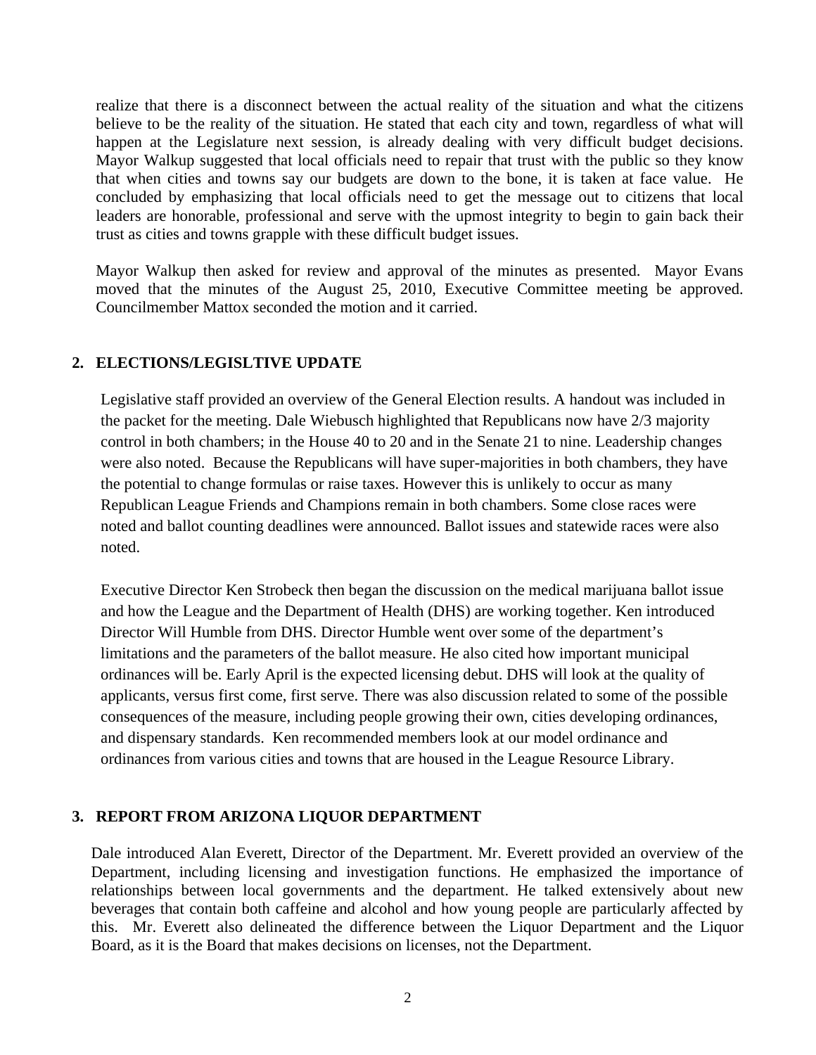realize that there is a disconnect between the actual reality of the situation and what the citizens believe to be the reality of the situation. He stated that each city and town, regardless of what will happen at the Legislature next session, is already dealing with very difficult budget decisions. Mayor Walkup suggested that local officials need to repair that trust with the public so they know that when cities and towns say our budgets are down to the bone, it is taken at face value. He concluded by emphasizing that local officials need to get the message out to citizens that local leaders are honorable, professional and serve with the upmost integrity to begin to gain back their trust as cities and towns grapple with these difficult budget issues.

Mayor Walkup then asked for review and approval of the minutes as presented. Mayor Evans moved that the minutes of the August 25, 2010, Executive Committee meeting be approved. Councilmember Mattox seconded the motion and it carried.

## 2. ELECTIONS/LEGISLTIVE UPDATE

Legislative staff provided an overview of the General Election results. A handout was included in the packet for the meeting. Dale Wiebusch highlighted that Republicans now have 2/3 majority control in both chambers; in the House 40 to 20 and in the Senate 21 to nine. Leadership changes were also noted. Because the Republicans will have super-majorities in both chambers, they have the potential to change formulas or raise taxes. However this is unlikely to occur as many Republican League Friends and Champions remain in both chambers. Some close races were noted and ballot counting deadlines were announced. Ballot issues and statewide races were also noted.

Executive Director Ken Strobeck then began the discussion on the medical marijuana ballot issue and how the League and the Department of Health (DHS) are working together. Ken introduced Director Will Humble from DHS. Director Humble went over some of the department's limitations and the parameters of the ballot measure. He also cited how important municipal ordinances will be. Early April is the expected licensing debut. DHS will look at the quality of applicants, versus first come, first serve. There was also discussion related to some of the possible consequences of the measure, including people growing their own, cities developing ordinances, and dispensary standards. Ken recommended members look at our model ordinance and ordinances from various cities and towns that are housed in the League Resource Library.

## 3. REPORT FROM ARIZONA LIQUOR DEPARTMENT

Dale introduced Alan Everett, Director of the Department. Mr. Everett provided an overview of the Department, including licensing and investigation functions. He emphasized the importance of relationships between local governments and the department. He talked extensively about new beverages that contain both caffeine and alcohol and how young people are particularly affected by this. Mr. Everett also delineated the difference between the Liquor Department and the Liquor Board, as it is the Board that makes decisions on licenses, not the Department.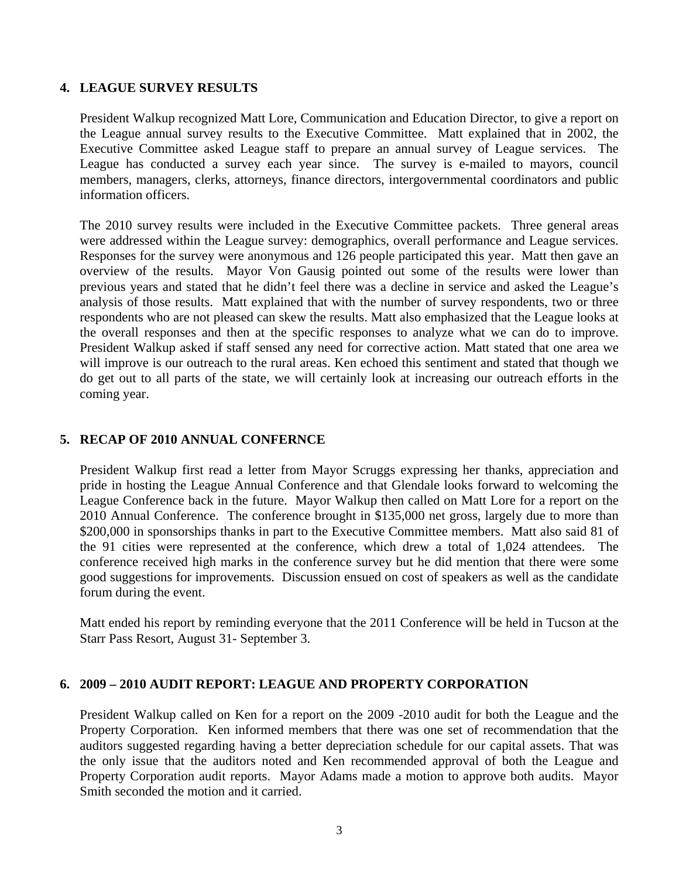## 4. LEAGUE SURVEY RESULTS

President Walkup recognized Matt Lore, Communication and Education Director, to give a report on the League annual survey results to the Executive Committee. Matt explained that in 2002, the Executive Committee asked League staff to prepare an annual survey of League services. The League has conducted a survey each year since. The survey is e-mailed to mayors, council members, managers, clerks, attorneys, finance directors, intergovernmental coordinators and public information officers.

The 2010 survey results were included in the Executive Committee packets. Three general areas were addressed within the League survey: demographics, overall performance and League services. Responses for the survey were anonymous and 126 people participated this year. Matt then gave an overview of the results. Mayor Von Gausig pointed out some of the results were lower than previous years and stated that he didn't feel there was a decline in service and asked the League's analysis of those results. Matt explained that with the number of survey respondents, two or three respondents who are not pleased can skew the results. Matt also emphasized that the League looks at the overall responses and then at the specific responses to analyze what we can do to improve. President Walkup asked if staff sensed any need for corrective action. Matt stated that one area we will improve is our outreach to the rural areas. Ken echoed this sentiment and stated that though we do get out to all parts of the state, we will certainly look at increasing our outreach efforts in the coming year.

## 5. RECAP OF 2010 ANNUAL CONFERNCE

President Walkup first read a letter from Mayor Scruggs expressing her thanks, appreciation and pride in hosting the League Annual Conference and that Glendale looks forward to welcoming the League Conference back in the future. Mayor Walkup then called on Matt Lore for a report on the 2010 Annual Conference. The conference brought in $135,000 net gross, largely due to more than $200,000 in sponsorships thanks in part to the Executive Committee members. Matt also said 81 of the 91 cities were represented at the conference, which drew a total of 1,024 attendees. The conference received high marks in the conference survey but he did mention that there were some good suggestions for improvements. Discussion ensued on cost of speakers as well as the candidate forum during the event.

Matt ended his report by reminding everyone that the 2011 Conference will be held in Tucson at the Starr Pass Resort, August 31- September 3.

## 6. 2009 – 2010 AUDIT REPORT: LEAGUE AND PROPERTY CORPORATION

President Walkup called on Ken for a report on the 2009 -2010 audit for both the League and the Property Corporation. Ken informed members that there was one set of recommendation that the auditors suggested regarding having a better depreciation schedule for our capital assets. That was the only issue that the auditors noted and Ken recommended approval of both the League and Property Corporation audit reports. Mayor Adams made a motion to approve both audits. Mayor Smith seconded the motion and it carried.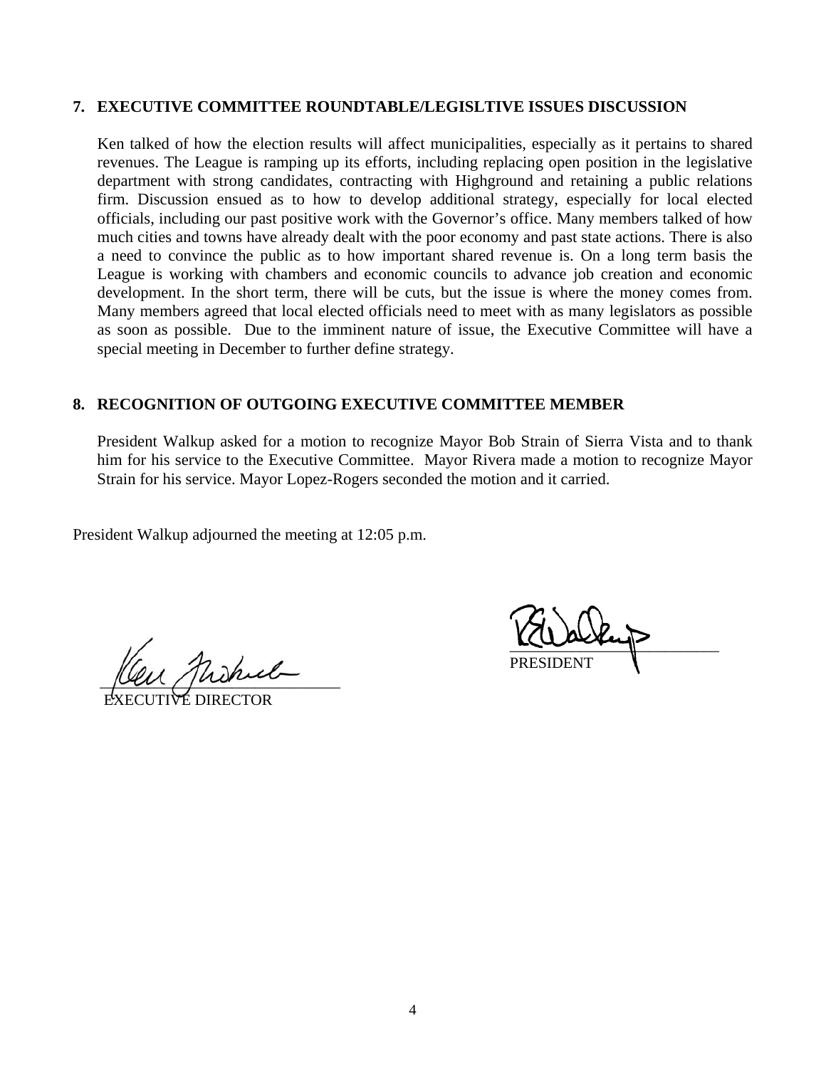## 7. EXECUTIVE COMMITTEE ROUNDTABLE/LEGISLTIVE ISSUES DISCUSSION

Ken talked of how the election results will affect municipalities, especially as it pertains to shared revenues. The League is ramping up its efforts, including replacing open position in the legislative department with strong candidates, contracting with Highground and retaining a public relations firm. Discussion ensued as to how to develop additional strategy, especially for local elected officials, including our past positive work with the Governor's office. Many members talked of how much cities and towns have already dealt with the poor economy and past state actions. There is also a need to convince the public as to how important shared revenue is. On a long term basis the League is working with chambers and economic councils to advance job creation and economic development. In the short term, there will be cuts, but the issue is where the money comes from. Many members agreed that local elected officials need to meet with as many legislators as possible as soon as possible. Due to the imminent nature of issue, the Executive Committee will have a special meeting in December to further define strategy.

## 8. RECOGNITION OF OUTGOING EXECUTIVE COMMITTEE MEMBER

President Walkup asked for a motion to recognize Mayor Bob Strain of Sierra Vista and to thank him for his service to the Executive Committee. Mayor Rivera made a motion to recognize Mayor Strain for his service. Mayor Lopez-Rogers seconded the motion and it carried.

President Walkup adjourned the meeting at 12:05 p.m.

\_\_\_\_\_\_\_\_\_\_\_\_\_\_\_\_\_\_\_\_\_\_\_\_\_\_\_\_
EXECUTIVE DIRECTOR

\_\_\_\_\_\_\_\_\_\_\_\_\_\_\_\_\_\_\_\_\_\_\_\_\_\_\_\_
PRESIDENT